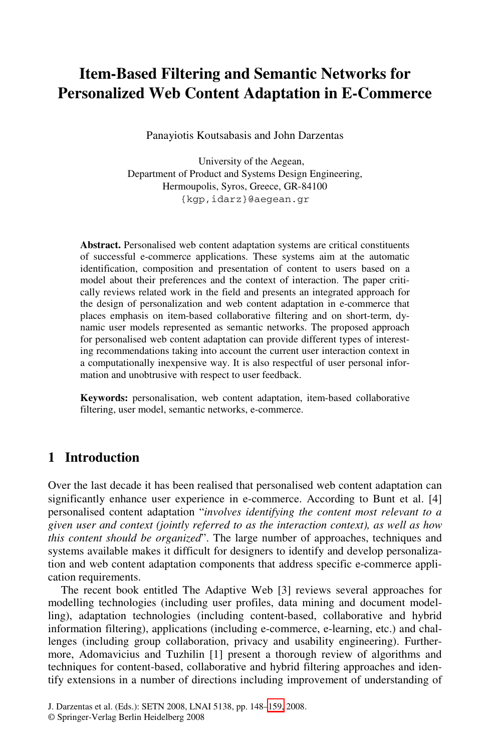# Item-Based Filtering and Semantic Networks for Personalized Web Content Adaptation in E-Commerce

Panayiotis Koutsabasis and John Darzentas

University of the Aegean,
Department of Product and Systems Design Engineering,
Hermoupolis, Syros, Greece, GR-84100
{kgp,idarz}@aegean.gr

**Abstract.** Personalised web content adaptation systems are critical constituents of successful e-commerce applications. These systems aim at the automatic identification, composition and presentation of content to users based on a model about their preferences and the context of interaction. The paper critically reviews related work in the field and presents an integrated approach for the design of personalization and web content adaptation in e-commerce that places emphasis on item-based collaborative filtering and on short-term, dynamic user models represented as semantic networks. The proposed approach for personalised web content adaptation can provide different types of interesting recommendations taking into account the current user interaction context in a computationally inexpensive way. It is also respectful of user personal information and unobtrusive with respect to user feedback.

**Keywords:** personalisation, web content adaptation, item-based collaborative filtering, user model, semantic networks, e-commerce.

## 1 Introduction

Over the last decade it has been realised that personalised web content adaptation can significantly enhance user experience in e-commerce. According to Bunt et al. [4] personalised content adaptation "*involves identifying the content most relevant to a given user and context (jointly referred to as the interaction context), as well as how this content should be organized*". The large number of approaches, techniques and systems available makes it difficult for designers to identify and develop personalization and web content adaptation components that address specific e-commerce application requirements.

The recent book entitled The Adaptive Web [3] reviews several approaches for modelling technologies (including user profiles, data mining and document modelling), adaptation technologies (including content-based, collaborative and hybrid information filtering), applications (including e-commerce, e-learning, etc.) and challenges (including group collaboration, privacy and usability engineering). Furthermore, Adomavicius and Tuzhilin [1] present a thorough review of algorithms and techniques for content-based, collaborative and hybrid filtering approaches and identify extensions in a number of directions including improvement of understanding of

J. Darzentas et al. (Eds.): SETN 2008, LNAI 5138, pp. 148–159, 2008.
© Springer-Verlag Berlin Heidelberg 2008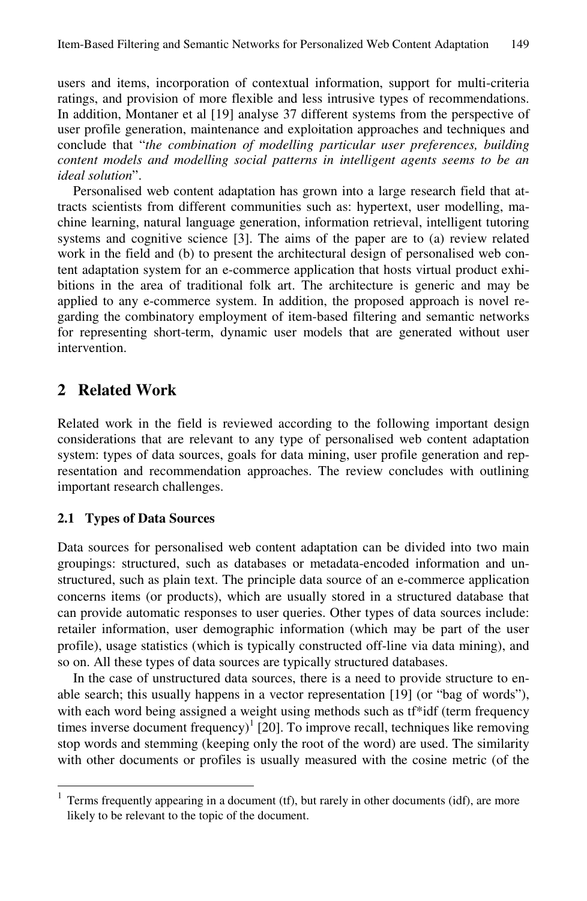users and items, incorporation of contextual information, support for multi-criteria ratings, and provision of more flexible and less intrusive types of recommendations. In addition, Montaner et al [19] analyse 37 different systems from the perspective of user profile generation, maintenance and exploitation approaches and techniques and conclude that "*the combination of modelling particular user preferences, building content models and modelling social patterns in intelligent agents seems to be an ideal solution*".

Personalised web content adaptation has grown into a large research field that attracts scientists from different communities such as: hypertext, user modelling, machine learning, natural language generation, information retrieval, intelligent tutoring systems and cognitive science [3]. The aims of the paper are to (a) review related work in the field and (b) to present the architectural design of personalised web content adaptation system for an e-commerce application that hosts virtual product exhibitions in the area of traditional folk art. The architecture is generic and may be applied to any e-commerce system. In addition, the proposed approach is novel regarding the combinatory employment of item-based filtering and semantic networks for representing short-term, dynamic user models that are generated without user intervention.

## 2 Related Work

Related work in the field is reviewed according to the following important design considerations that are relevant to any type of personalised web content adaptation system: types of data sources, goals for data mining, user profile generation and representation and recommendation approaches. The review concludes with outlining important research challenges.

### 2.1 Types of Data Sources

Data sources for personalised web content adaptation can be divided into two main groupings: structured, such as databases or metadata-encoded information and unstructured, such as plain text. The principle data source of an e-commerce application concerns items (or products), which are usually stored in a structured database that can provide automatic responses to user queries. Other types of data sources include: retailer information, user demographic information (which may be part of the user profile), usage statistics (which is typically constructed off-line via data mining), and so on. All these types of data sources are typically structured databases.

In the case of unstructured data sources, there is a need to provide structure to enable search; this usually happens in a vector representation [19] (or "bag of words"), with each word being assigned a weight using methods such as tf*idf (term frequency times inverse document frequency)[1] [20]. To improve recall, techniques like removing stop words and stemming (keeping only the root of the word) are used. The similarity with other documents or profiles is usually measured with the cosine metric (of the

[1] Terms frequently appearing in a document (tf), but rarely in other documents (idf), are more likely to be relevant to the topic of the document.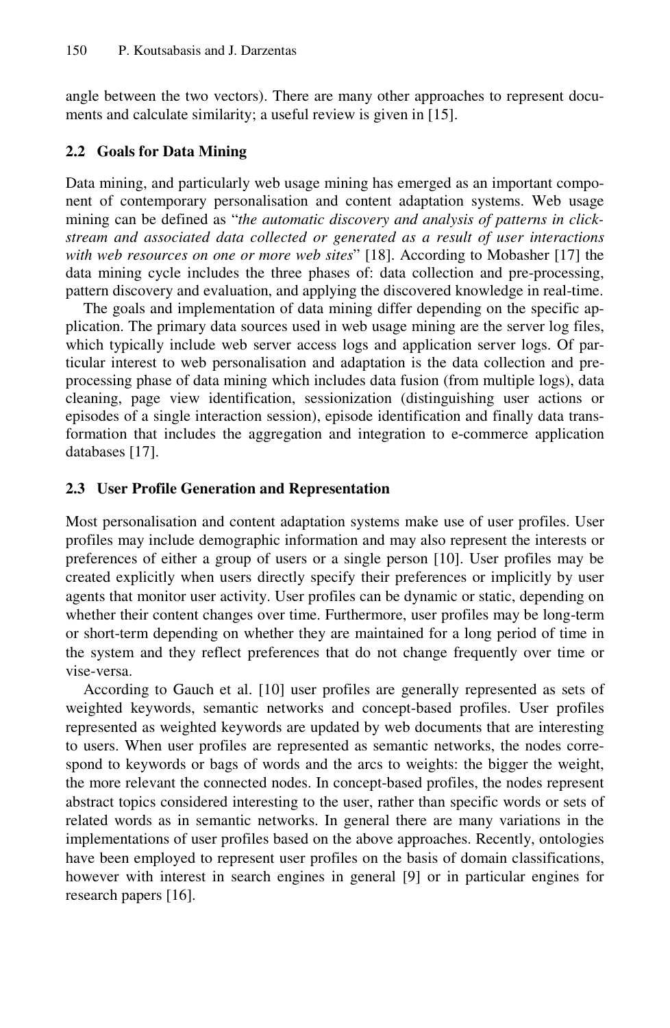angle between the two vectors). There are many other approaches to represent documents and calculate similarity; a useful review is given in [15].

### 2.2 Goals for Data Mining

Data mining, and particularly web usage mining has emerged as an important component of contemporary personalisation and content adaptation systems. Web usage mining can be defined as "*the automatic discovery and analysis of patterns in click-stream and associated data collected or generated as a result of user interactions with web resources on one or more web sites*" [18]. According to Mobasher [17] the data mining cycle includes the three phases of: data collection and pre-processing, pattern discovery and evaluation, and applying the discovered knowledge in real-time.

The goals and implementation of data mining differ depending on the specific application. The primary data sources used in web usage mining are the server log files, which typically include web server access logs and application server logs. Of particular interest to web personalisation and adaptation is the data collection and pre-processing phase of data mining which includes data fusion (from multiple logs), data cleaning, page view identification, sessionization (distinguishing user actions or episodes of a single interaction session), episode identification and finally data transformation that includes the aggregation and integration to e-commerce application databases [17].

### 2.3 User Profile Generation and Representation

Most personalisation and content adaptation systems make use of user profiles. User profiles may include demographic information and may also represent the interests or preferences of either a group of users or a single person [10]. User profiles may be created explicitly when users directly specify their preferences or implicitly by user agents that monitor user activity. User profiles can be dynamic or static, depending on whether their content changes over time. Furthermore, user profiles may be long-term or short-term depending on whether they are maintained for a long period of time in the system and they reflect preferences that do not change frequently over time or vise-versa.

According to Gauch et al. [10] user profiles are generally represented as sets of weighted keywords, semantic networks and concept-based profiles. User profiles represented as weighted keywords are updated by web documents that are interesting to users. When user profiles are represented as semantic networks, the nodes correspond to keywords or bags of words and the arcs to weights: the bigger the weight, the more relevant the connected nodes. In concept-based profiles, the nodes represent abstract topics considered interesting to the user, rather than specific words or sets of related words as in semantic networks. In general there are many variations in the implementations of user profiles based on the above approaches. Recently, ontologies have been employed to represent user profiles on the basis of domain classifications, however with interest in search engines in general [9] or in particular engines for research papers [16].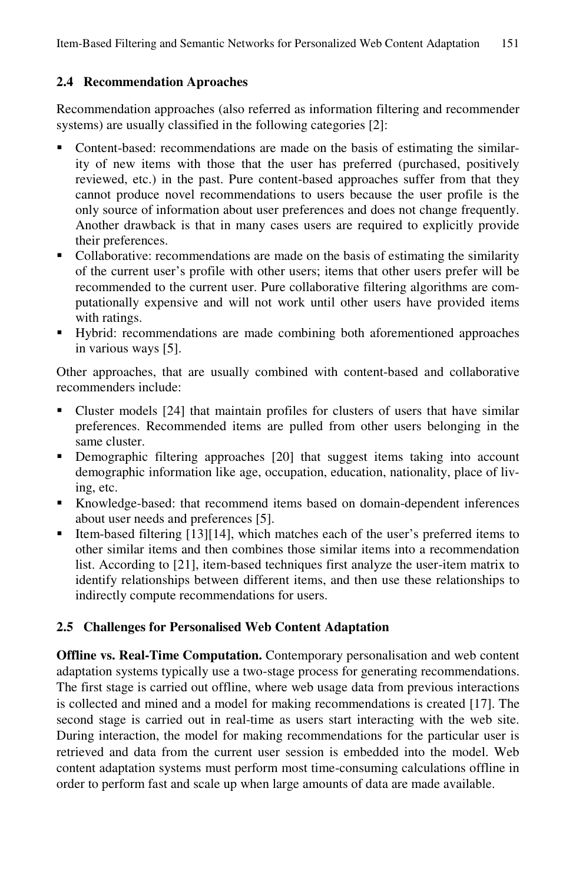### 2.4 Recommendation Aproaches

Recommendation approaches (also referred as information filtering and recommender systems) are usually classified in the following categories [2]:

- Content-based: recommendations are made on the basis of estimating the similarity of new items with those that the user has preferred (purchased, positively reviewed, etc.) in the past. Pure content-based approaches suffer from that they cannot produce novel recommendations to users because the user profile is the only source of information about user preferences and does not change frequently. Another drawback is that in many cases users are required to explicitly provide their preferences.
- Collaborative: recommendations are made on the basis of estimating the similarity of the current user's profile with other users; items that other users prefer will be recommended to the current user. Pure collaborative filtering algorithms are computationally expensive and will not work until other users have provided items with ratings.
- Hybrid: recommendations are made combining both aforementioned approaches in various ways [5].

Other approaches, that are usually combined with content-based and collaborative recommenders include:

- Cluster models [24] that maintain profiles for clusters of users that have similar preferences. Recommended items are pulled from other users belonging in the same cluster.
- Demographic filtering approaches [20] that suggest items taking into account demographic information like age, occupation, education, nationality, place of living, etc.
- Knowledge-based: that recommend items based on domain-dependent inferences about user needs and preferences [5].
- Item-based filtering [13][14], which matches each of the user's preferred items to other similar items and then combines those similar items into a recommendation list. According to [21], item-based techniques first analyze the user-item matrix to identify relationships between different items, and then use these relationships to indirectly compute recommendations for users.

### 2.5 Challenges for Personalised Web Content Adaptation

**Offline vs. Real-Time Computation.** Contemporary personalisation and web content adaptation systems typically use a two-stage process for generating recommendations. The first stage is carried out offline, where web usage data from previous interactions is collected and mined and a model for making recommendations is created [17]. The second stage is carried out in real-time as users start interacting with the web site. During interaction, the model for making recommendations for the particular user is retrieved and data from the current user session is embedded into the model. Web content adaptation systems must perform most time-consuming calculations offline in order to perform fast and scale up when large amounts of data are made available.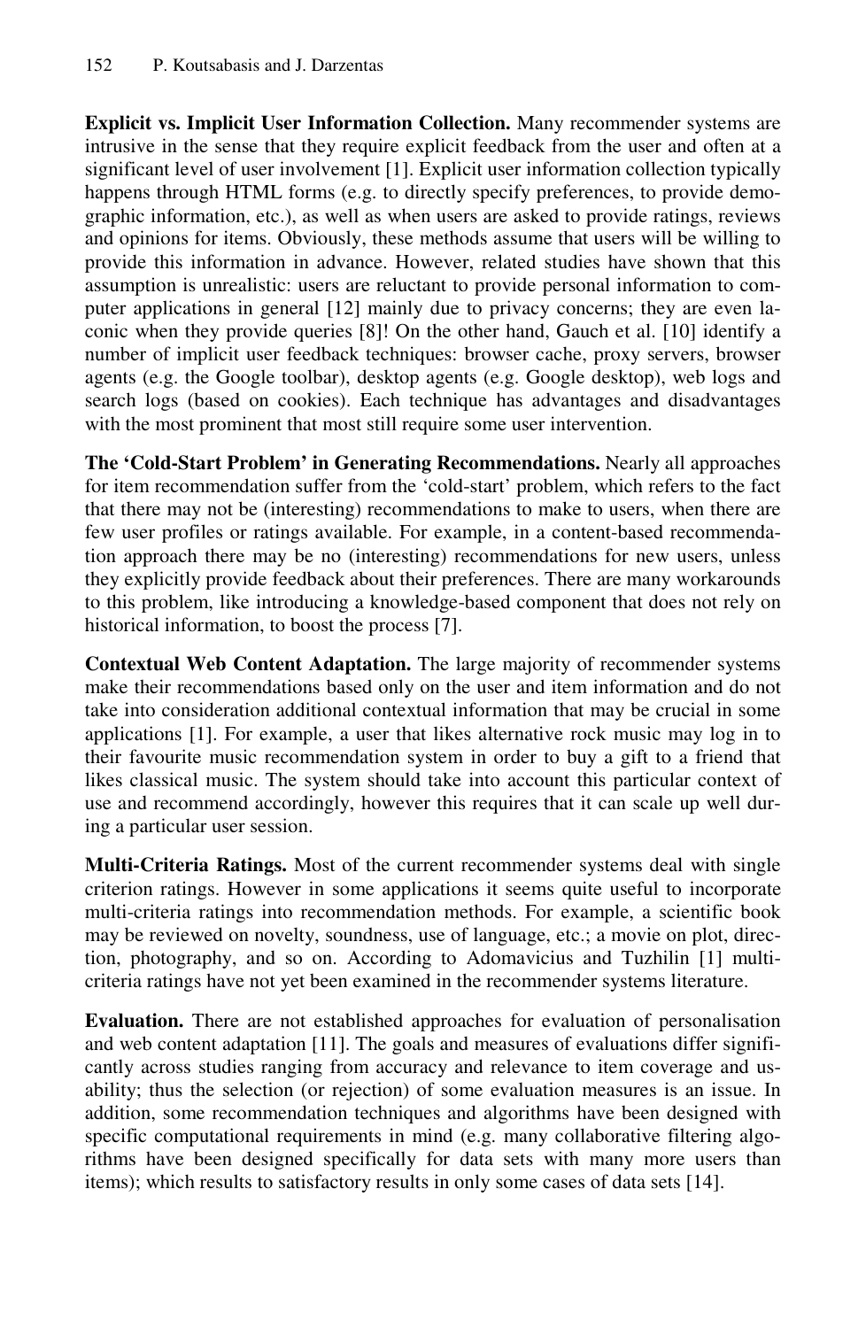**Explicit vs. Implicit User Information Collection.** Many recommender systems are intrusive in the sense that they require explicit feedback from the user and often at a significant level of user involvement [1]. Explicit user information collection typically happens through HTML forms (e.g. to directly specify preferences, to provide demographic information, etc.), as well as when users are asked to provide ratings, reviews and opinions for items. Obviously, these methods assume that users will be willing to provide this information in advance. However, related studies have shown that this assumption is unrealistic: users are reluctant to provide personal information to computer applications in general [12] mainly due to privacy concerns; they are even laconic when they provide queries [8]! On the other hand, Gauch et al. [10] identify a number of implicit user feedback techniques: browser cache, proxy servers, browser agents (e.g. the Google toolbar), desktop agents (e.g. Google desktop), web logs and search logs (based on cookies). Each technique has advantages and disadvantages with the most prominent that most still require some user intervention.

**The 'Cold-Start Problem' in Generating Recommendations.** Nearly all approaches for item recommendation suffer from the 'cold-start' problem, which refers to the fact that there may not be (interesting) recommendations to make to users, when there are few user profiles or ratings available. For example, in a content-based recommendation approach there may be no (interesting) recommendations for new users, unless they explicitly provide feedback about their preferences. There are many workarounds to this problem, like introducing a knowledge-based component that does not rely on historical information, to boost the process [7].

**Contextual Web Content Adaptation.** The large majority of recommender systems make their recommendations based only on the user and item information and do not take into consideration additional contextual information that may be crucial in some applications [1]. For example, a user that likes alternative rock music may log in to their favourite music recommendation system in order to buy a gift to a friend that likes classical music. The system should take into account this particular context of use and recommend accordingly, however this requires that it can scale up well during a particular user session.

**Multi-Criteria Ratings.** Most of the current recommender systems deal with single criterion ratings. However in some applications it seems quite useful to incorporate multi-criteria ratings into recommendation methods. For example, a scientific book may be reviewed on novelty, soundness, use of language, etc.; a movie on plot, direction, photography, and so on. According to Adomavicius and Tuzhilin [1] multi-criteria ratings have not yet been examined in the recommender systems literature.

**Evaluation.** There are not established approaches for evaluation of personalisation and web content adaptation [11]. The goals and measures of evaluations differ significantly across studies ranging from accuracy and relevance to item coverage and usability; thus the selection (or rejection) of some evaluation measures is an issue. In addition, some recommendation techniques and algorithms have been designed with specific computational requirements in mind (e.g. many collaborative filtering algorithms have been designed specifically for data sets with many more users than items); which results to satisfactory results in only some cases of data sets [14].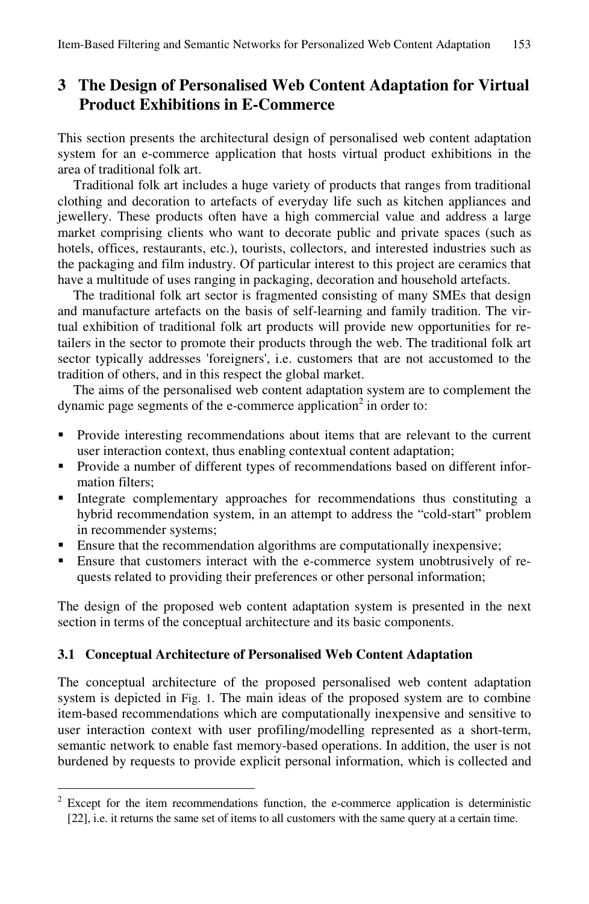## 3 The Design of Personalised Web Content Adaptation for Virtual Product Exhibitions in E-Commerce

This section presents the architectural design of personalised web content adaptation system for an e-commerce application that hosts virtual product exhibitions in the area of traditional folk art.

Traditional folk art includes a huge variety of products that ranges from traditional clothing and decoration to artefacts of everyday life such as kitchen appliances and jewellery. These products often have a high commercial value and address a large market comprising clients who want to decorate public and private spaces (such as hotels, offices, restaurants, etc.), tourists, collectors, and interested industries such as the packaging and film industry. Of particular interest to this project are ceramics that have a multitude of uses ranging in packaging, decoration and household artefacts.

The traditional folk art sector is fragmented consisting of many SMEs that design and manufacture artefacts on the basis of self-learning and family tradition. The virtual exhibition of traditional folk art products will provide new opportunities for retailers in the sector to promote their products through the web. The traditional folk art sector typically addresses 'foreigners', i.e. customers that are not accustomed to the tradition of others, and in this respect the global market.

The aims of the personalised web content adaptation system are to complement the dynamic page segments of the e-commerce application[2] in order to:

- Provide interesting recommendations about items that are relevant to the current user interaction context, thus enabling contextual content adaptation;
- Provide a number of different types of recommendations based on different information filters;
- Integrate complementary approaches for recommendations thus constituting a hybrid recommendation system, in an attempt to address the "cold-start" problem in recommender systems;
- Ensure that the recommendation algorithms are computationally inexpensive;
- Ensure that customers interact with the e-commerce system unobtrusively of requests related to providing their preferences or other personal information;

The design of the proposed web content adaptation system is presented in the next section in terms of the conceptual architecture and its basic components.

### 3.1 Conceptual Architecture of Personalised Web Content Adaptation

The conceptual architecture of the proposed personalised web content adaptation system is depicted in Fig. 1. The main ideas of the proposed system are to combine item-based recommendations which are computationally inexpensive and sensitive to user interaction context with user profiling/modelling represented as a short-term, semantic network to enable fast memory-based operations. In addition, the user is not burdened by requests to provide explicit personal information, which is collected and

[2] Except for the item recommendations function, the e-commerce application is deterministic [22], i.e. it returns the same set of items to all customers with the same query at a certain time.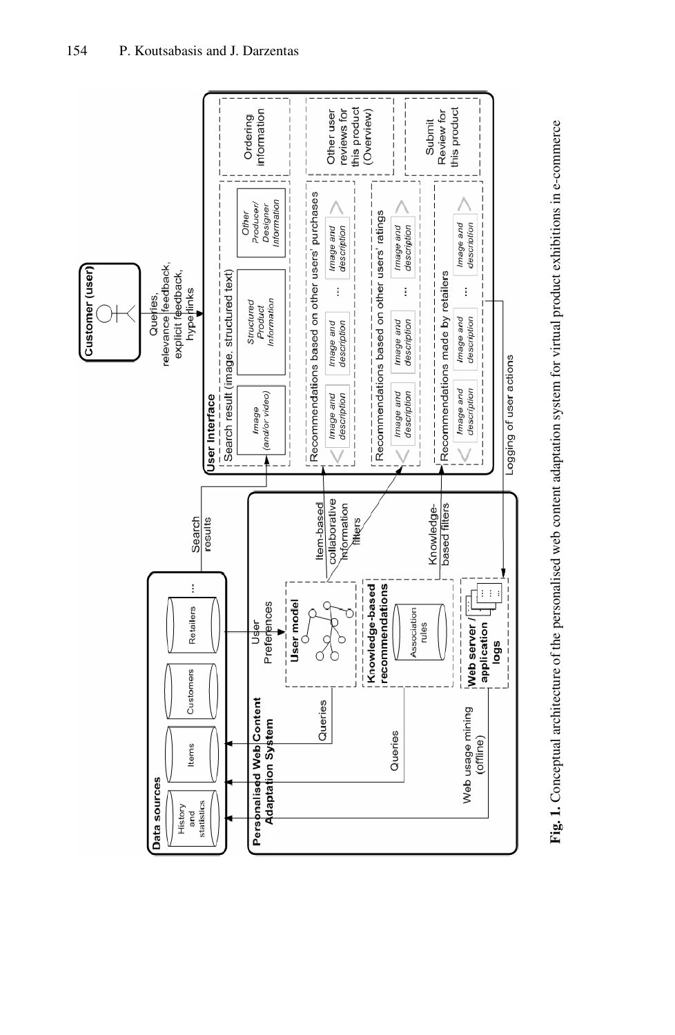Fig. 1. Conceptual architecture of the personalised web content adaptation system for virtual product exhibitions in e-commerce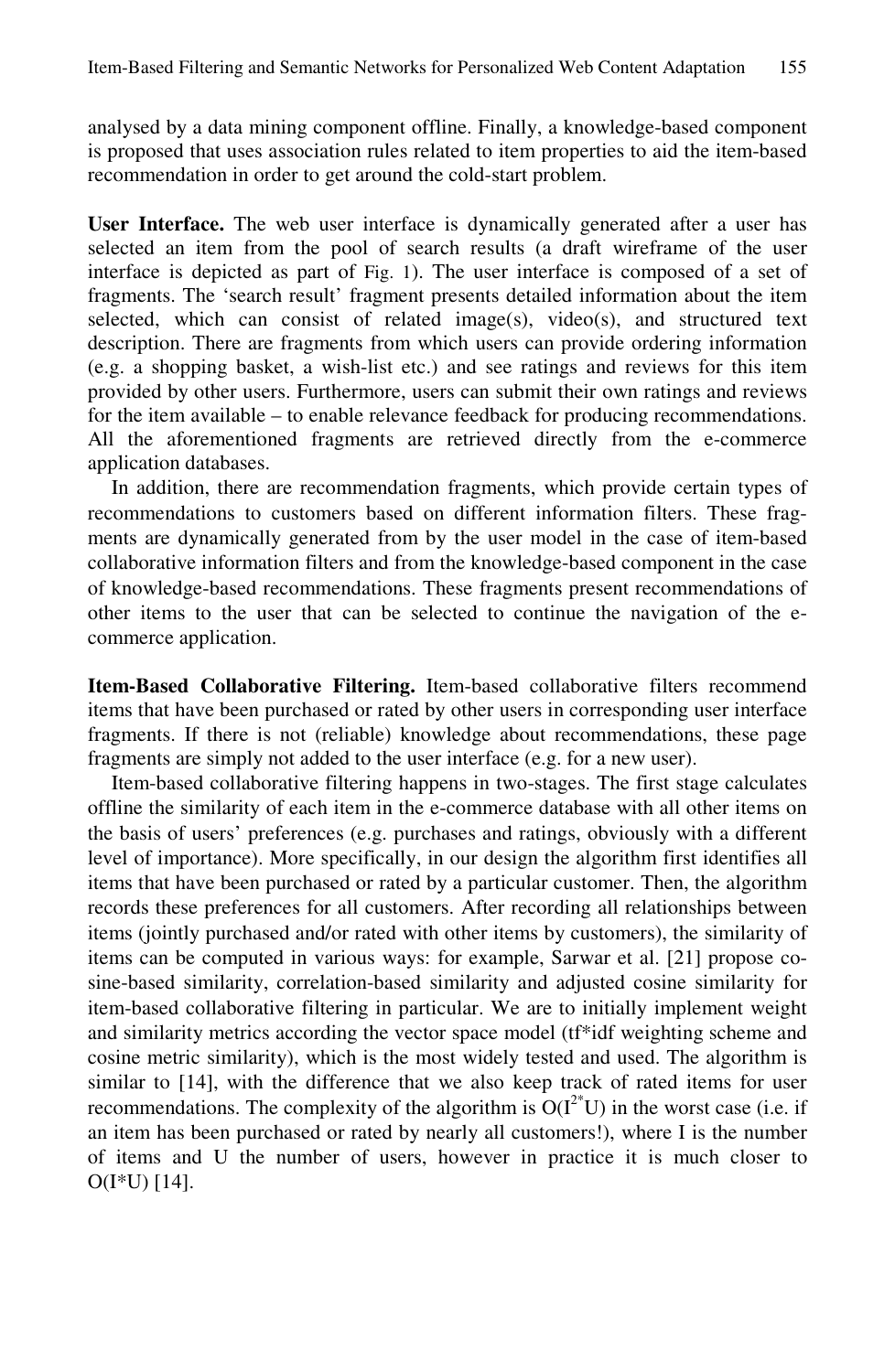analysed by a data mining component offline. Finally, a knowledge-based component is proposed that uses association rules related to item properties to aid the item-based recommendation in order to get around the cold-start problem.

**User Interface.** The web user interface is dynamically generated after a user has selected an item from the pool of search results (a draft wireframe of the user interface is depicted as part of Fig. 1). The user interface is composed of a set of fragments. The 'search result' fragment presents detailed information about the item selected, which can consist of related image(s), video(s), and structured text description. There are fragments from which users can provide ordering information (e.g. a shopping basket, a wish-list etc.) and see ratings and reviews for this item provided by other users. Furthermore, users can submit their own ratings and reviews for the item available – to enable relevance feedback for producing recommendations. All the aforementioned fragments are retrieved directly from the e-commerce application databases.

In addition, there are recommendation fragments, which provide certain types of recommendations to customers based on different information filters. These fragments are dynamically generated from by the user model in the case of item-based collaborative information filters and from the knowledge-based component in the case of knowledge-based recommendations. These fragments present recommendations of other items to the user that can be selected to continue the navigation of the e-commerce application.

**Item-Based Collaborative Filtering.** Item-based collaborative filters recommend items that have been purchased or rated by other users in corresponding user interface fragments. If there is not (reliable) knowledge about recommendations, these page fragments are simply not added to the user interface (e.g. for a new user).

Item-based collaborative filtering happens in two-stages. The first stage calculates offline the similarity of each item in the e-commerce database with all other items on the basis of users' preferences (e.g. purchases and ratings, obviously with a different level of importance). More specifically, in our design the algorithm first identifies all items that have been purchased or rated by a particular customer. Then, the algorithm records these preferences for all customers. After recording all relationships between items (jointly purchased and/or rated with other items by customers), the similarity of items can be computed in various ways: for example, Sarwar et al. [21] propose cosine-based similarity, correlation-based similarity and adjusted cosine similarity for item-based collaborative filtering in particular. We are to initially implement weight and similarity metrics according the vector space model (tf*idf weighting scheme and cosine metric similarity), which is the most widely tested and used. The algorithm is similar to [14], with the difference that we also keep track of rated items for user recommendations. The complexity of the algorithm is $O(I^{2*}U)$ in the worst case (i.e. if an item has been purchased or rated by nearly all customers!), where I is the number of items and U the number of users, however in practice it is much closer to $O(I*U)$ [14].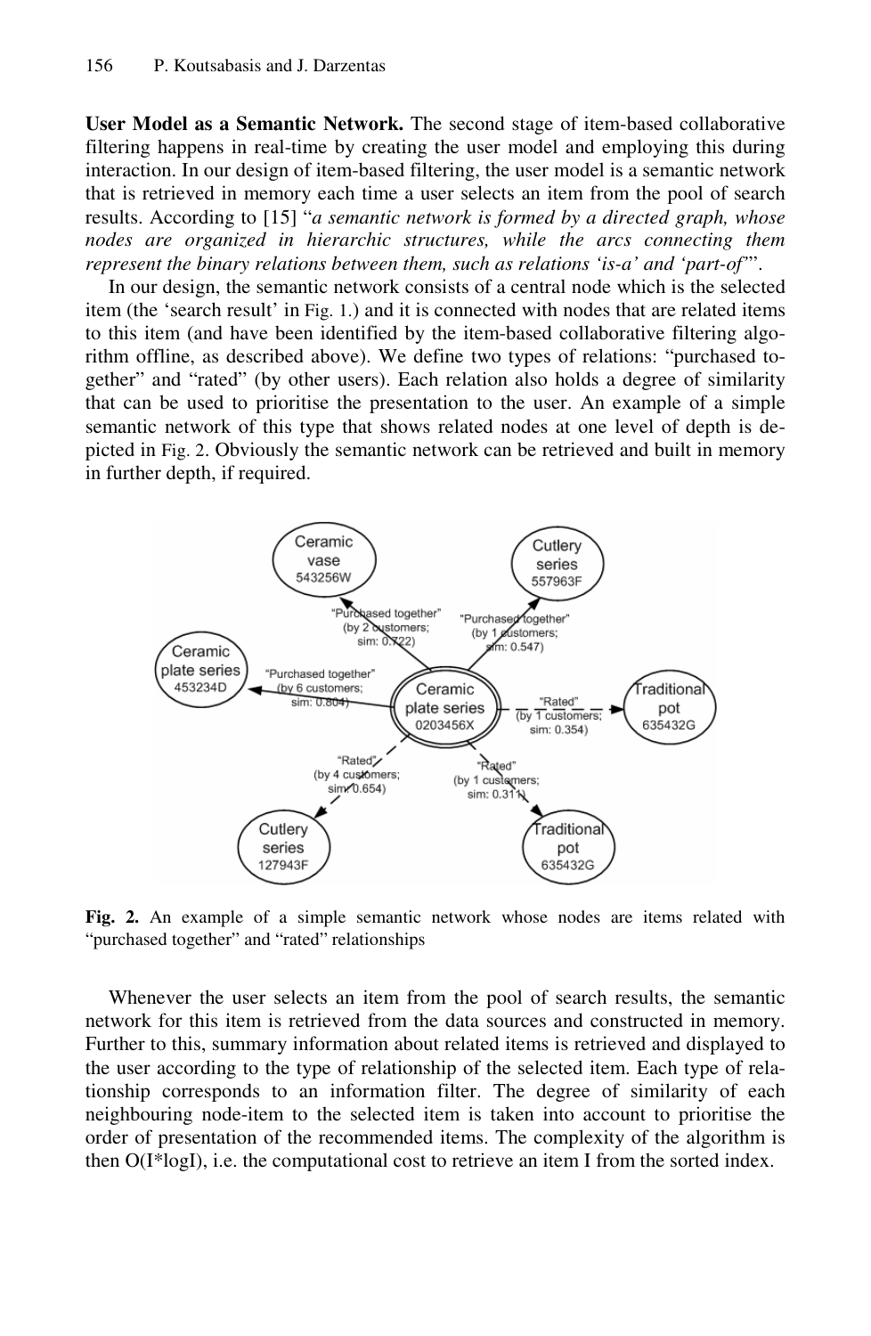**User Model as a Semantic Network.** The second stage of item-based collaborative filtering happens in real-time by creating the user model and employing this during interaction. In our design of item-based filtering, the user model is a semantic network that is retrieved in memory each time a user selects an item from the pool of search results. According to [15] "*a semantic network is formed by a directed graph, whose nodes are organized in hierarchic structures, while the arcs connecting them represent the binary relations between them, such as relations 'is-a' and 'part-of'*".

In our design, the semantic network consists of a central node which is the selected item (the 'search result' in Fig. 1.) and it is connected with nodes that are related items to this item (and have been identified by the item-based collaborative filtering algorithm offline, as described above). We define two types of relations: "purchased together" and "rated" (by other users). Each relation also holds a degree of similarity that can be used to prioritise the presentation to the user. An example of a simple semantic network of this type that shows related nodes at one level of depth is depicted in Fig. 2. Obviously the semantic network can be retrieved and built in memory in further depth, if required.

Ceramic vase 543256W

Cutlery series 557963F

Ceramic plate series 453234D

Ceramic plate series 0203456X

Traditional pot 635432G

Cutlery series 127943F

Traditional pot 635432G

"Purchased together" (by 2 customers; sim: 0.722)

"Purchased together" (by 1 customers; sim: 0.547)

"Purchased together" (by 6 customers; sim: 0.804)

"Rated" (by 1 customers; sim: 0.354)

"Rated" (by 4 customers; sim: 0.654)

"Rated" (by 1 customers; sim: 0.311)

**Fig. 2.** An example of a simple semantic network whose nodes are items related with "purchased together" and "rated" relationships

Whenever the user selects an item from the pool of search results, the semantic network for this item is retrieved from the data sources and constructed in memory. Further to this, summary information about related items is retrieved and displayed to the user according to the type of relationship of the selected item. Each type of relationship corresponds to an information filter. The degree of similarity of each neighbouring node-item to the selected item is taken into account to prioritise the order of presentation of the recommended items. The complexity of the algorithm is then $O(I*\log I)$, i.e. the computational cost to retrieve an item I from the sorted index.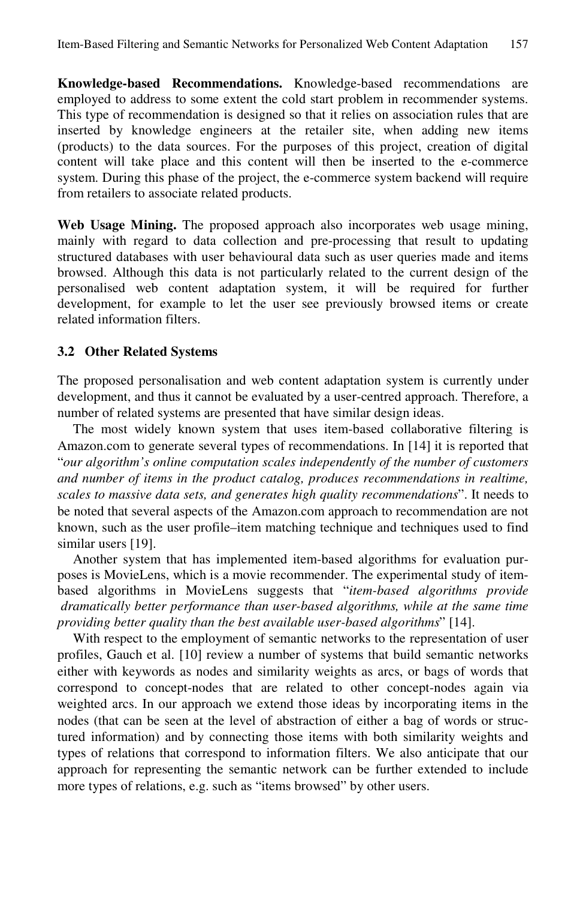**Knowledge-based Recommendations.** Knowledge-based recommendations are employed to address to some extent the cold start problem in recommender systems. This type of recommendation is designed so that it relies on association rules that are inserted by knowledge engineers at the retailer site, when adding new items (products) to the data sources. For the purposes of this project, creation of digital content will take place and this content will then be inserted to the e-commerce system. During this phase of the project, the e-commerce system backend will require from retailers to associate related products.

**Web Usage Mining.** The proposed approach also incorporates web usage mining, mainly with regard to data collection and pre-processing that result to updating structured databases with user behavioural data such as user queries made and items browsed. Although this data is not particularly related to the current design of the personalised web content adaptation system, it will be required for further development, for example to let the user see previously browsed items or create related information filters.

### 3.2 Other Related Systems

The proposed personalisation and web content adaptation system is currently under development, and thus it cannot be evaluated by a user-centred approach. Therefore, a number of related systems are presented that have similar design ideas.

The most widely known system that uses item-based collaborative filtering is Amazon.com to generate several types of recommendations. In [14] it is reported that "*our algorithm's online computation scales independently of the number of customers and number of items in the product catalog, produces recommendations in realtime, scales to massive data sets, and generates high quality recommendations*". It needs to be noted that several aspects of the Amazon.com approach to recommendation are not known, such as the user profile–item matching technique and techniques used to find similar users [19].

Another system that has implemented item-based algorithms for evaluation purposes is MovieLens, which is a movie recommender. The experimental study of item-based algorithms in MovieLens suggests that "*item-based algorithms provide dramatically better performance than user-based algorithms, while at the same time providing better quality than the best available user-based algorithms*" [14].

With respect to the employment of semantic networks to the representation of user profiles, Gauch et al. [10] review a number of systems that build semantic networks either with keywords as nodes and similarity weights as arcs, or bags of words that correspond to concept-nodes that are related to other concept-nodes again via weighted arcs. In our approach we extend those ideas by incorporating items in the nodes (that can be seen at the level of abstraction of either a bag of words or structured information) and by connecting those items with both similarity weights and types of relations that correspond to information filters. We also anticipate that our approach for representing the semantic network can be further extended to include more types of relations, e.g. such as "items browsed" by other users.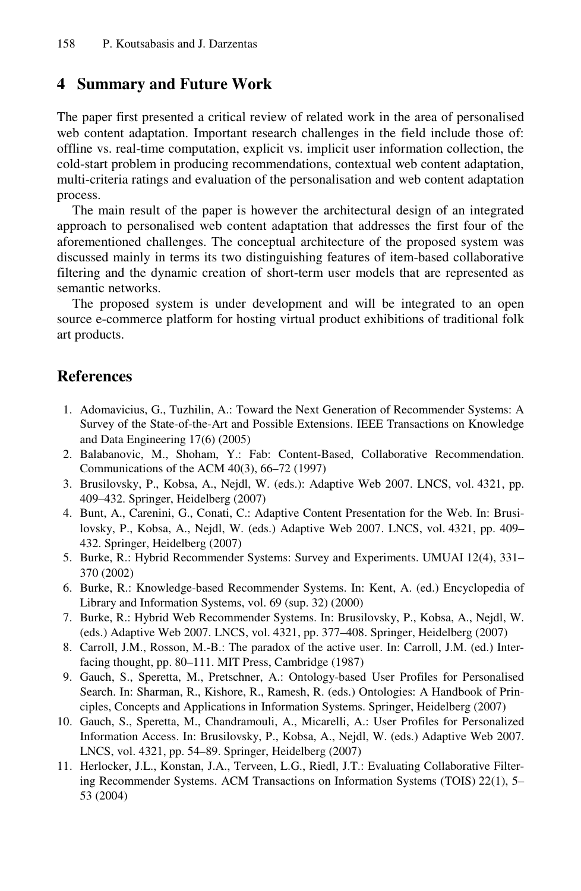## 4 Summary and Future Work

The paper first presented a critical review of related work in the area of personalised web content adaptation. Important research challenges in the field include those of: offline vs. real-time computation, explicit vs. implicit user information collection, the cold-start problem in producing recommendations, contextual web content adaptation, multi-criteria ratings and evaluation of the personalisation and web content adaptation process.

The main result of the paper is however the architectural design of an integrated approach to personalised web content adaptation that addresses the first four of the aforementioned challenges. The conceptual architecture of the proposed system was discussed mainly in terms its two distinguishing features of item-based collaborative filtering and the dynamic creation of short-term user models that are represented as semantic networks.

The proposed system is under development and will be integrated to an open source e-commerce platform for hosting virtual product exhibitions of traditional folk art products.

## References

1. Adomavicius, G., Tuzhilin, A.: Toward the Next Generation of Recommender Systems: A Survey of the State-of-the-Art and Possible Extensions. IEEE Transactions on Knowledge and Data Engineering 17(6) (2005)
2. Balabanovic, M., Shoham, Y.: Fab: Content-Based, Collaborative Recommendation. Communications of the ACM 40(3), 66–72 (1997)
3. Brusilovsky, P., Kobsa, A., Nejdl, W. (eds.): Adaptive Web 2007. LNCS, vol. 4321, pp. 409–432. Springer, Heidelberg (2007)
4. Bunt, A., Carenini, G., Conati, C.: Adaptive Content Presentation for the Web. In: Brusilovsky, P., Kobsa, A., Nejdl, W. (eds.) Adaptive Web 2007. LNCS, vol. 4321, pp. 409–432. Springer, Heidelberg (2007)
5. Burke, R.: Hybrid Recommender Systems: Survey and Experiments. UMUAI 12(4), 331–370 (2002)
6. Burke, R.: Knowledge-based Recommender Systems. In: Kent, A. (ed.) Encyclopedia of Library and Information Systems, vol. 69 (sup. 32) (2000)
7. Burke, R.: Hybrid Web Recommender Systems. In: Brusilovsky, P., Kobsa, A., Nejdl, W. (eds.) Adaptive Web 2007. LNCS, vol. 4321, pp. 377–408. Springer, Heidelberg (2007)
8. Carroll, J.M., Rosson, M.-B.: The paradox of the active user. In: Carroll, J.M. (ed.) Interfacing thought, pp. 80–111. MIT Press, Cambridge (1987)
9. Gauch, S., Speretta, M., Pretschner, A.: Ontology-based User Profiles for Personalised Search. In: Sharman, R., Kishore, R., Ramesh, R. (eds.) Ontologies: A Handbook of Principles, Concepts and Applications in Information Systems. Springer, Heidelberg (2007)
10. Gauch, S., Speretta, M., Chandramouli, A., Micarelli, A.: User Profiles for Personalized Information Access. In: Brusilovsky, P., Kobsa, A., Nejdl, W. (eds.) Adaptive Web 2007. LNCS, vol. 4321, pp. 54–89. Springer, Heidelberg (2007)
11. Herlocker, J.L., Konstan, J.A., Terveen, L.G., Riedl, J.T.: Evaluating Collaborative Filtering Recommender Systems. ACM Transactions on Information Systems (TOIS) 22(1), 5–53 (2004)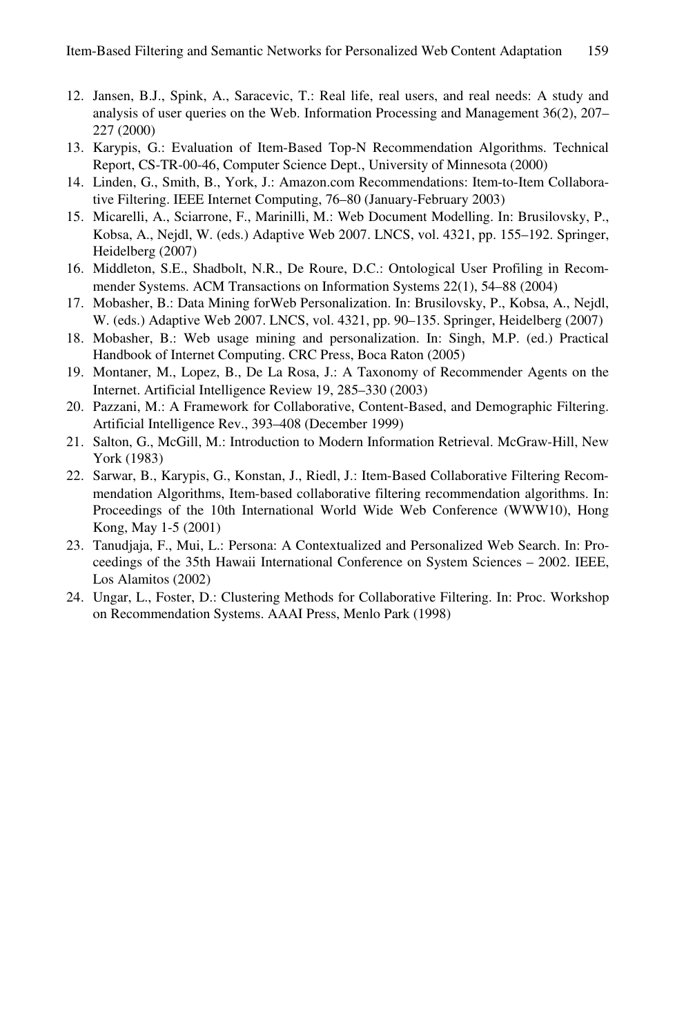12. Jansen, B.J., Spink, A., Saracevic, T.: Real life, real users, and real needs: A study and analysis of user queries on the Web. Information Processing and Management 36(2), 207–227 (2000)
13. Karypis, G.: Evaluation of Item-Based Top-N Recommendation Algorithms. Technical Report, CS-TR-00-46, Computer Science Dept., University of Minnesota (2000)
14. Linden, G., Smith, B., York, J.: Amazon.com Recommendations: Item-to-Item Collaborative Filtering. IEEE Internet Computing, 76–80 (January-February 2003)
15. Micarelli, A., Sciarrone, F., Marinilli, M.: Web Document Modelling. In: Brusilovsky, P., Kobsa, A., Nejdl, W. (eds.) Adaptive Web 2007. LNCS, vol. 4321, pp. 155–192. Springer, Heidelberg (2007)
16. Middleton, S.E., Shadbolt, N.R., De Roure, D.C.: Ontological User Profiling in Recommender Systems. ACM Transactions on Information Systems 22(1), 54–88 (2004)
17. Mobasher, B.: Data Mining forWeb Personalization. In: Brusilovsky, P., Kobsa, A., Nejdl, W. (eds.) Adaptive Web 2007. LNCS, vol. 4321, pp. 90–135. Springer, Heidelberg (2007)
18. Mobasher, B.: Web usage mining and personalization. In: Singh, M.P. (ed.) Practical Handbook of Internet Computing. CRC Press, Boca Raton (2005)
19. Montaner, M., Lopez, B., De La Rosa, J.: A Taxonomy of Recommender Agents on the Internet. Artificial Intelligence Review 19, 285–330 (2003)
20. Pazzani, M.: A Framework for Collaborative, Content-Based, and Demographic Filtering. Artificial Intelligence Rev., 393–408 (December 1999)
21. Salton, G., McGill, M.: Introduction to Modern Information Retrieval. McGraw-Hill, New York (1983)
22. Sarwar, B., Karypis, G., Konstan, J., Riedl, J.: Item-Based Collaborative Filtering Recommendation Algorithms, Item-based collaborative filtering recommendation algorithms. In: Proceedings of the 10th International World Wide Web Conference (WWW10), Hong Kong, May 1-5 (2001)
23. Tanudjaja, F., Mui, L.: Persona: A Contextualized and Personalized Web Search. In: Proceedings of the 35th Hawaii International Conference on System Sciences – 2002. IEEE, Los Alamitos (2002)
24. Ungar, L., Foster, D.: Clustering Methods for Collaborative Filtering. In: Proc. Workshop on Recommendation Systems. AAAI Press, Menlo Park (1998)